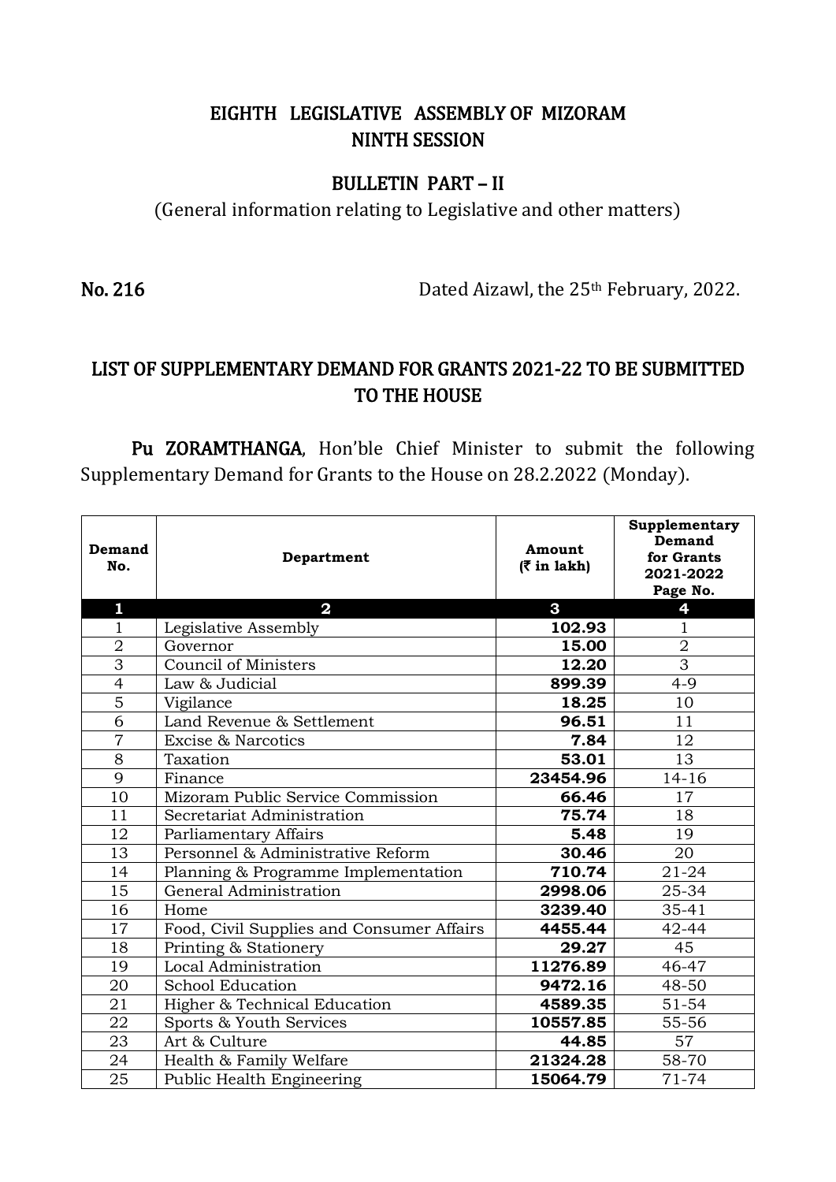# EIGHTH LEGISLATIVE ASSEMBLY OF MIZORAM
# NINTH SESSION

## BULLETIN PART – II

(General information relating to Legislative and other matters)

**No. 216** Dated Aizawl, the 25th February, 2022.

## LIST OF SUPPLEMENTARY DEMAND FOR GRANTS 2021-22 TO BE SUBMITTED TO THE HOUSE

**Pu ZORAMTHANGA**, Hon'ble Chief Minister to submit the following Supplementary Demand for Grants to the House on 28.2.2022 (Monday).

| Demand No. | Department | Amount (₹ in lakh) | Supplementary Demand for Grants 2021-2022 Page No. |
|---|---|---|---|
| **1** | **2** | **3** | **4** |
| 1 | Legislative Assembly | **102.93** | 1 |
| 2 | Governor | **15.00** | 2 |
| 3 | Council of Ministers | **12.20** | 3 |
| 4 | Law & Judicial | **899.39** | 4-9 |
| 5 | Vigilance | **18.25** | 10 |
| 6 | Land Revenue & Settlement | **96.51** | 11 |
| 7 | Excise & Narcotics | **7.84** | 12 |
| 8 | Taxation | **53.01** | 13 |
| 9 | Finance | **23454.96** | 14-16 |
| 10 | Mizoram Public Service Commission | **66.46** | 17 |
| 11 | Secretariat Administration | **75.74** | 18 |
| 12 | Parliamentary Affairs | **5.48** | 19 |
| 13 | Personnel & Administrative Reform | **30.46** | 20 |
| 14 | Planning & Programme Implementation | **710.74** | 21-24 |
| 15 | General Administration | **2998.06** | 25-34 |
| 16 | Home | **3239.40** | 35-41 |
| 17 | Food, Civil Supplies and Consumer Affairs | **4455.44** | 42-44 |
| 18 | Printing & Stationery | **29.27** | 45 |
| 19 | Local Administration | **11276.89** | 46-47 |
| 20 | School Education | **9472.16** | 48-50 |
| 21 | Higher & Technical Education | **4589.35** | 51-54 |
| 22 | Sports & Youth Services | **10557.85** | 55-56 |
| 23 | Art & Culture | **44.85** | 57 |
| 24 | Health & Family Welfare | **21324.28** | 58-70 |
| 25 | Public Health Engineering | **15064.79** | 71-74 |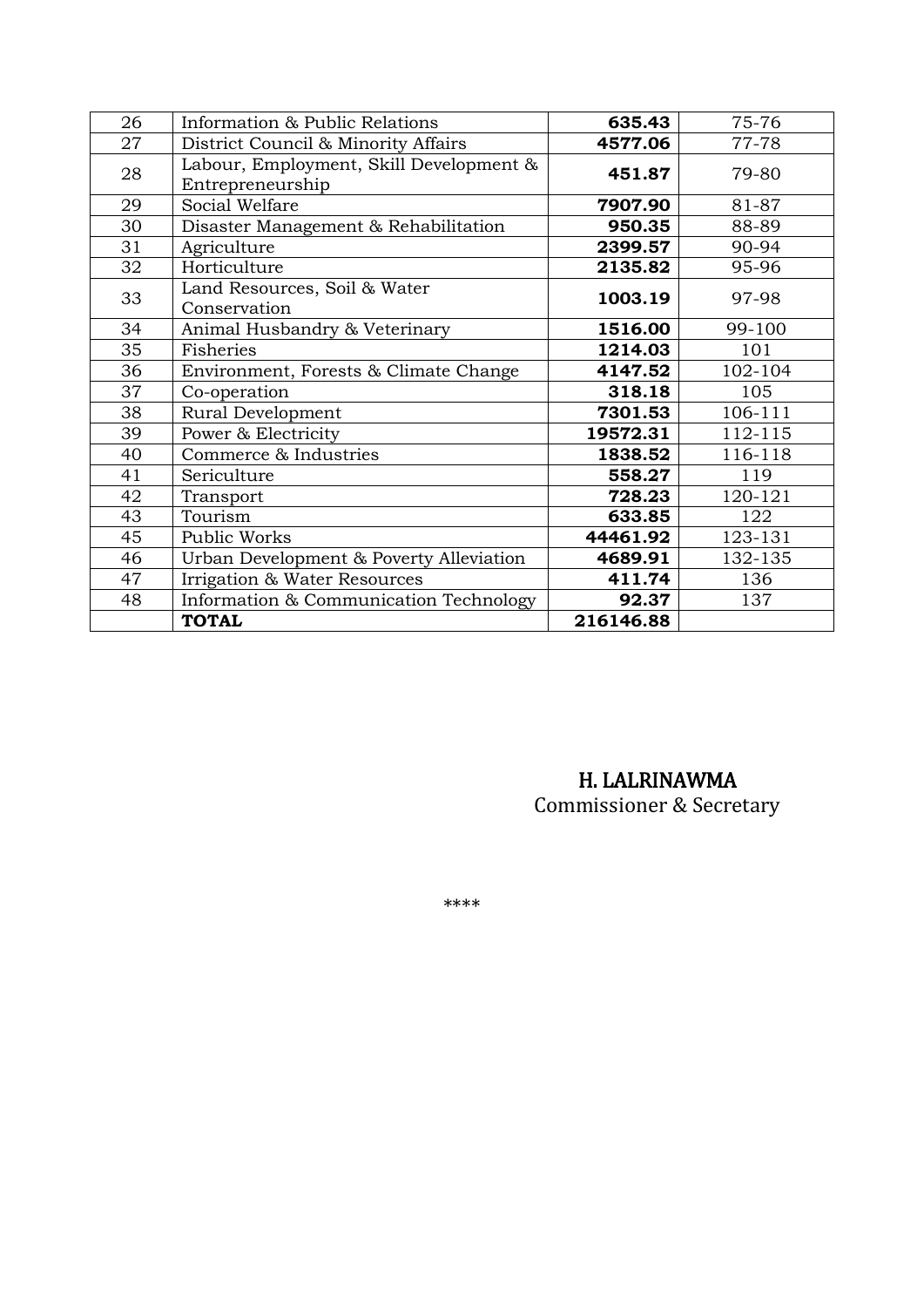| | | | |
|---|---|---|---|
| 26 | Information & Public Relations | **635.43** | 75-76 |
| 27 | District Council & Minority Affairs | **4577.06** | 77-78 |
| 28 | Labour, Employment, Skill Development & Entrepreneurship | **451.87** | 79-80 |
| 29 | Social Welfare | **7907.90** | 81-87 |
| 30 | Disaster Management & Rehabilitation | **950.35** | 88-89 |
| 31 | Agriculture | **2399.57** | 90-94 |
| 32 | Horticulture | **2135.82** | 95-96 |
| 33 | Land Resources, Soil & Water Conservation | **1003.19** | 97-98 |
| 34 | Animal Husbandry & Veterinary | **1516.00** | 99-100 |
| 35 | Fisheries | **1214.03** | 101 |
| 36 | Environment, Forests & Climate Change | **4147.52** | 102-104 |
| 37 | Co-operation | **318.18** | 105 |
| 38 | Rural Development | **7301.53** | 106-111 |
| 39 | Power & Electricity | **19572.31** | 112-115 |
| 40 | Commerce & Industries | **1838.52** | 116-118 |
| 41 | Sericulture | **558.27** | 119 |
| 42 | Transport | **728.23** | 120-121 |
| 43 | Tourism | **633.85** | 122 |
| 45 | Public Works | **44461.92** | 123-131 |
| 46 | Urban Development & Poverty Alleviation | **4689.91** | 132-135 |
| 47 | Irrigation & Water Resources | **411.74** | 136 |
| 48 | Information & Communication Technology | **92.37** | 137 |
| | **TOTAL** | **216146.88** | |

**H. LALRINAWMA**
Commissioner & Secretary

****